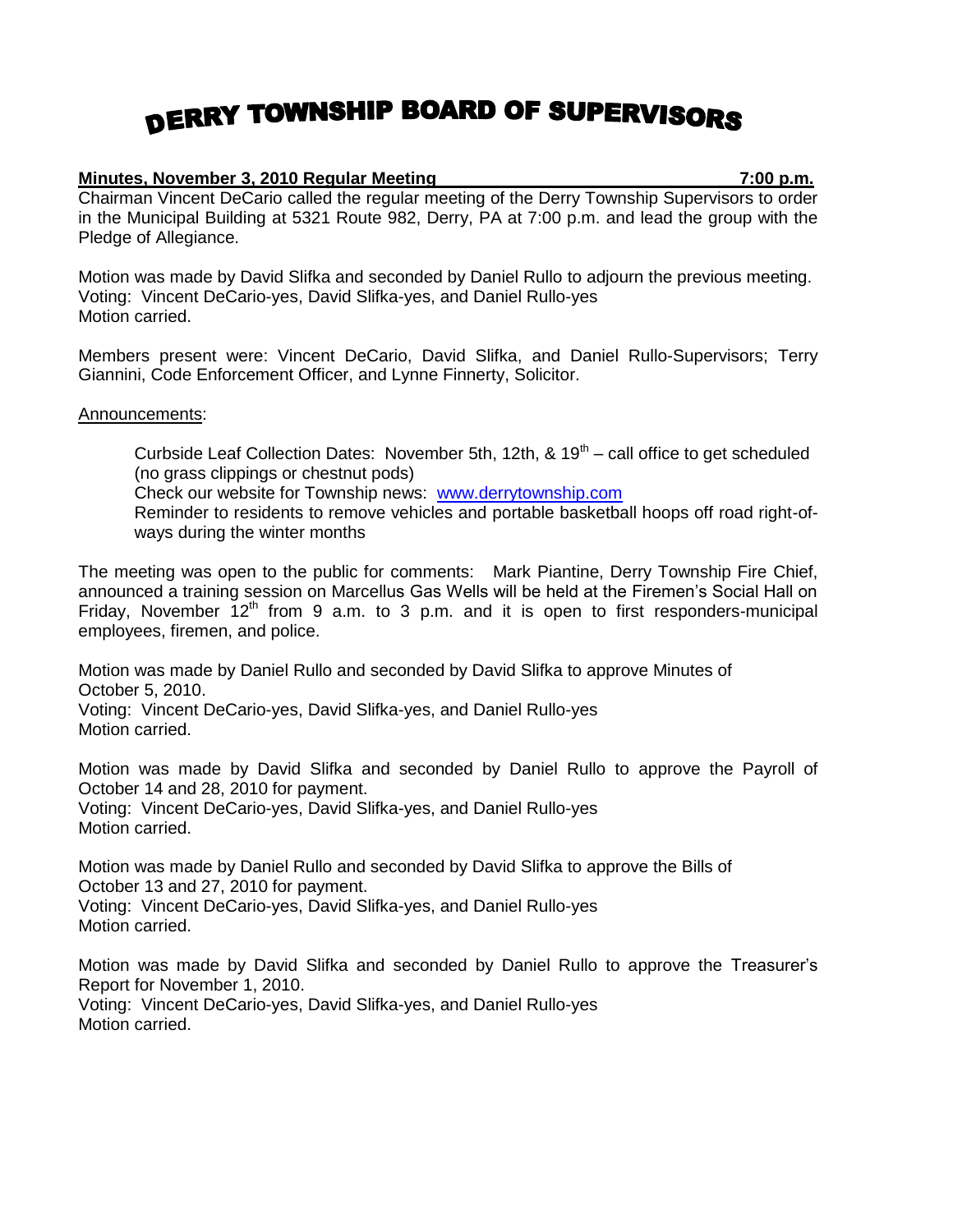# DERRY TOWNSHIP BOARD OF SUPERVISORS

**Minutes, November 3, 2010 Regular Meeting 7:00 p.m.**

Chairman Vincent DeCario called the regular meeting of the Derry Township Supervisors to order in the Municipal Building at 5321 Route 982, Derry, PA at 7:00 p.m. and lead the group with the Pledge of Allegiance.

Motion was made by David Slifka and seconded by Daniel Rullo to adjourn the previous meeting.
Voting: Vincent DeCario-yes, David Slifka-yes, and Daniel Rullo-yes
Motion carried.

Members present were: Vincent DeCario, David Slifka, and Daniel Rullo-Supervisors; Terry Giannini, Code Enforcement Officer, and Lynne Finnerty, Solicitor.

Announcements:

Curbside Leaf Collection Dates: November 5th, 12th, & 19th – call office to get scheduled (no grass clippings or chestnut pods)
Check our website for Township news: www.derrytownship.com
Reminder to residents to remove vehicles and portable basketball hoops off road right-of-ways during the winter months

The meeting was open to the public for comments: Mark Piantine, Derry Township Fire Chief, announced a training session on Marcellus Gas Wells will be held at the Firemen's Social Hall on Friday, November 12th from 9 a.m. to 3 p.m. and it is open to first responders-municipal employees, firemen, and police.

Motion was made by Daniel Rullo and seconded by David Slifka to approve Minutes of October 5, 2010.
Voting: Vincent DeCario-yes, David Slifka-yes, and Daniel Rullo-yes
Motion carried.

Motion was made by David Slifka and seconded by Daniel Rullo to approve the Payroll of October 14 and 28, 2010 for payment.
Voting: Vincent DeCario-yes, David Slifka-yes, and Daniel Rullo-yes
Motion carried.

Motion was made by Daniel Rullo and seconded by David Slifka to approve the Bills of October 13 and 27, 2010 for payment.
Voting: Vincent DeCario-yes, David Slifka-yes, and Daniel Rullo-yes
Motion carried.

Motion was made by David Slifka and seconded by Daniel Rullo to approve the Treasurer's Report for November 1, 2010.
Voting: Vincent DeCario-yes, David Slifka-yes, and Daniel Rullo-yes
Motion carried.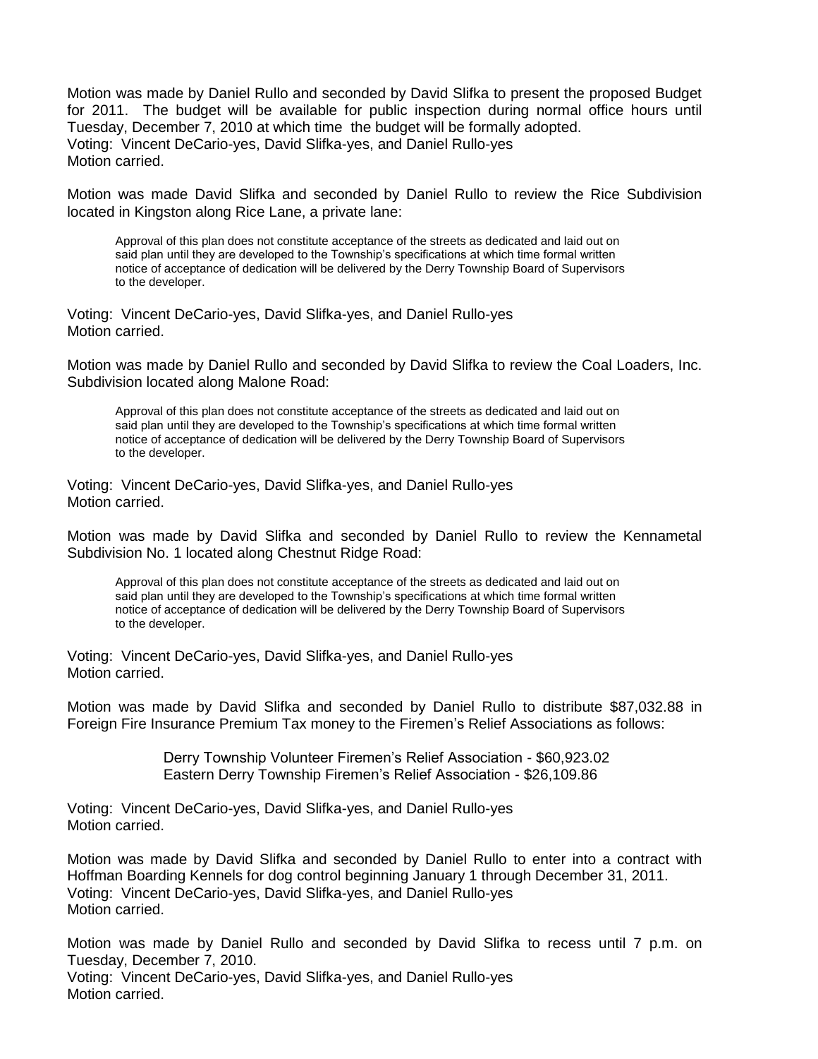Motion was made by Daniel Rullo and seconded by David Slifka to present the proposed Budget for 2011. The budget will be available for public inspection during normal office hours until Tuesday, December 7, 2010 at which time the budget will be formally adopted.
Voting: Vincent DeCario-yes, David Slifka-yes, and Daniel Rullo-yes
Motion carried.

Motion was made David Slifka and seconded by Daniel Rullo to review the Rice Subdivision located in Kingston along Rice Lane, a private lane:

> Approval of this plan does not constitute acceptance of the streets as dedicated and laid out on said plan until they are developed to the Township's specifications at which time formal written notice of acceptance of dedication will be delivered by the Derry Township Board of Supervisors to the developer.

Voting: Vincent DeCario-yes, David Slifka-yes, and Daniel Rullo-yes
Motion carried.

Motion was made by Daniel Rullo and seconded by David Slifka to review the Coal Loaders, Inc. Subdivision located along Malone Road:

> Approval of this plan does not constitute acceptance of the streets as dedicated and laid out on said plan until they are developed to the Township's specifications at which time formal written notice of acceptance of dedication will be delivered by the Derry Township Board of Supervisors to the developer.

Voting: Vincent DeCario-yes, David Slifka-yes, and Daniel Rullo-yes
Motion carried.

Motion was made by David Slifka and seconded by Daniel Rullo to review the Kennametal Subdivision No. 1 located along Chestnut Ridge Road:

> Approval of this plan does not constitute acceptance of the streets as dedicated and laid out on said plan until they are developed to the Township's specifications at which time formal written notice of acceptance of dedication will be delivered by the Derry Township Board of Supervisors to the developer.

Voting: Vincent DeCario-yes, David Slifka-yes, and Daniel Rullo-yes
Motion carried.

Motion was made by David Slifka and seconded by Daniel Rullo to distribute $87,032.88 in Foreign Fire Insurance Premium Tax money to the Firemen's Relief Associations as follows:

Derry Township Volunteer Firemen's Relief Association - $60,923.02
Eastern Derry Township Firemen's Relief Association - $26,109.86

Voting: Vincent DeCario-yes, David Slifka-yes, and Daniel Rullo-yes
Motion carried.

Motion was made by David Slifka and seconded by Daniel Rullo to enter into a contract with Hoffman Boarding Kennels for dog control beginning January 1 through December 31, 2011.
Voting: Vincent DeCario-yes, David Slifka-yes, and Daniel Rullo-yes
Motion carried.

Motion was made by Daniel Rullo and seconded by David Slifka to recess until 7 p.m. on Tuesday, December 7, 2010.
Voting: Vincent DeCario-yes, David Slifka-yes, and Daniel Rullo-yes
Motion carried.